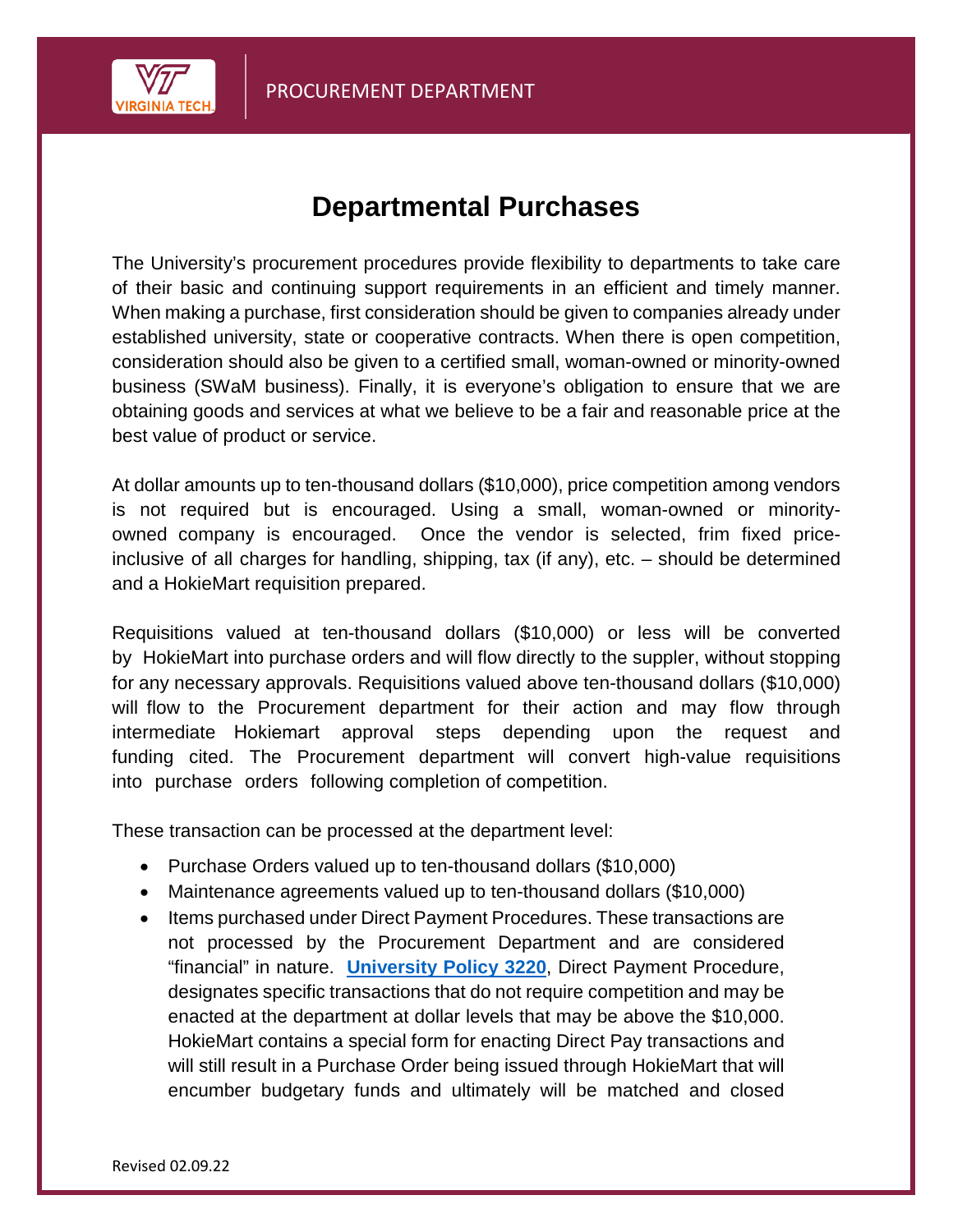# Departmental Purchases

The University's procurement procedures provide flexibility to departments to take care of their basic and continuing support requirements in an efficient and timely manner. When making a purchase, first consideration should be given to companies already under established university, state or cooperative contracts. When there is open competition, consideration should also be given to a certified small, woman-owned or minority-owned business (SWaM business). Finally, it is everyone's obligation to ensure that we are obtaining goods and services at what we believe to be a fair and reasonable price at the best value of product or service.

At dollar amounts up to ten-thousand dollars ($10,000), price competition among vendors is not required but is encouraged. Using a small, woman-owned or minority-owned company is encouraged. Once the vendor is selected, frim fixed price- inclusive of all charges for handling, shipping, tax (if any), etc. – should be determined and a HokieMart requisition prepared.

Requisitions valued at ten-thousand dollars ($10,000) or less will be converted by HokieMart into purchase orders and will flow directly to the suppler, without stopping for any necessary approvals. Requisitions valued above ten-thousand dollars ($10,000) will flow to the Procurement department for their action and may flow through intermediate Hokiemart approval steps depending upon the request and funding cited. The Procurement department will convert high-value requisitions into purchase orders following completion of competition.

These transaction can be processed at the department level:

- Purchase Orders valued up to ten-thousand dollars ($10,000)
- Maintenance agreements valued up to ten-thousand dollars ($10,000)
- Items purchased under Direct Payment Procedures. These transactions are not processed by the Procurement Department and are considered "financial" in nature. **University Policy 3220**, Direct Payment Procedure, designates specific transactions that do not require competition and may be enacted at the department at dollar levels that may be above the $10,000. HokieMart contains a special form for enacting Direct Pay transactions and will still result in a Purchase Order being issued through HokieMart that will encumber budgetary funds and ultimately will be matched and closed

Revised 02.09.22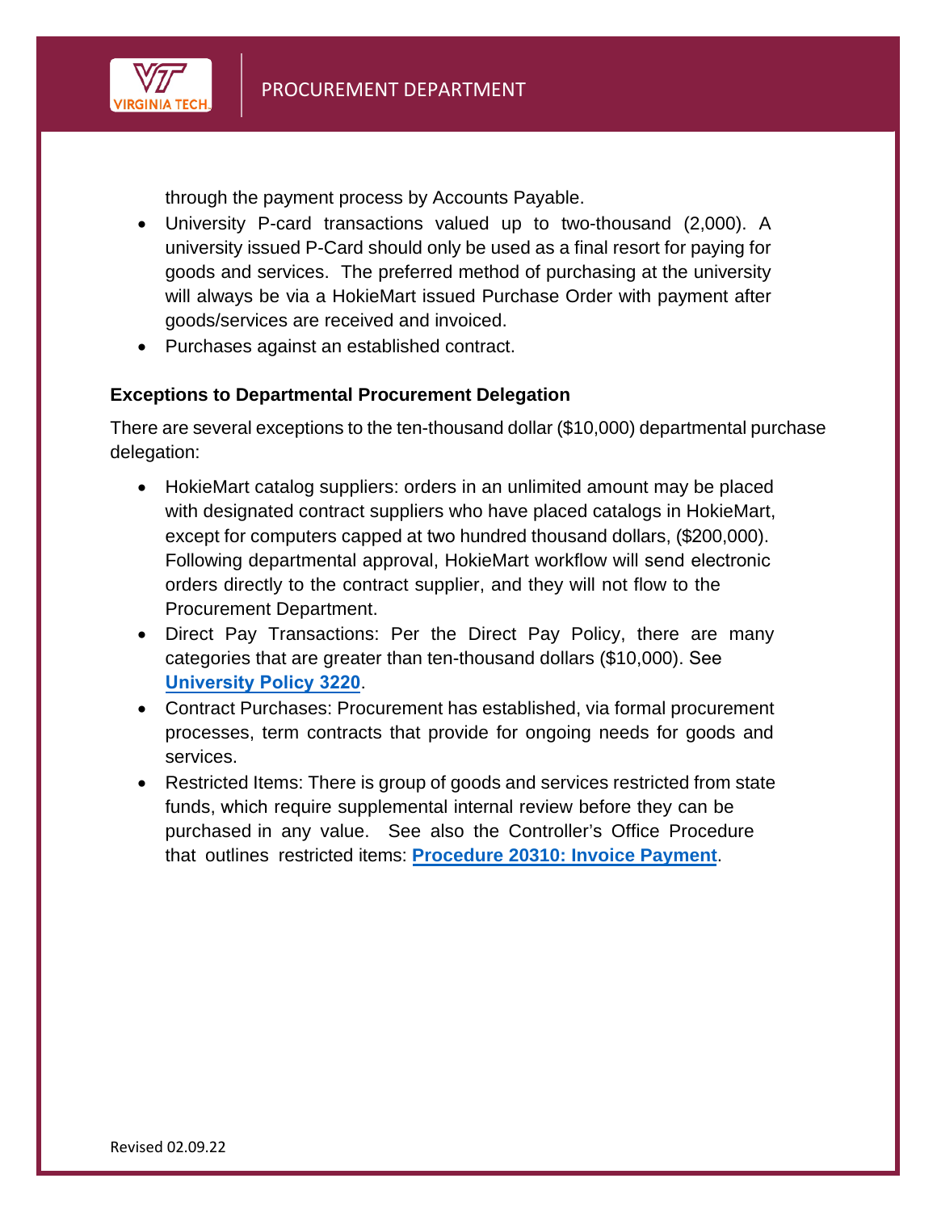through the payment process by Accounts Payable.

- University P-card transactions valued up to two-thousand (2,000). A university issued P-Card should only be used as a final resort for paying for goods and services. The preferred method of purchasing at the university will always be via a HokieMart issued Purchase Order with payment after goods/services are received and invoiced.
- Purchases against an established contract.

### Exceptions to Departmental Procurement Delegation

There are several exceptions to the ten-thousand dollar ($10,000) departmental purchase delegation:

- HokieMart catalog suppliers: orders in an unlimited amount may be placed with designated contract suppliers who have placed catalogs in HokieMart, except for computers capped at two hundred thousand dollars, ($200,000). Following departmental approval, HokieMart workflow will send electronic orders directly to the contract supplier, and they will not flow to the Procurement Department.
- Direct Pay Transactions: Per the Direct Pay Policy, there are many categories that are greater than ten-thousand dollars ($10,000). See **University Policy 3220**.
- Contract Purchases: Procurement has established, via formal procurement processes, term contracts that provide for ongoing needs for goods and services.
- Restricted Items: There is group of goods and services restricted from state funds, which require supplemental internal review before they can be purchased in any value. See also the Controller's Office Procedure that outlines restricted items: **Procedure 20310: Invoice Payment**.

Revised 02.09.22